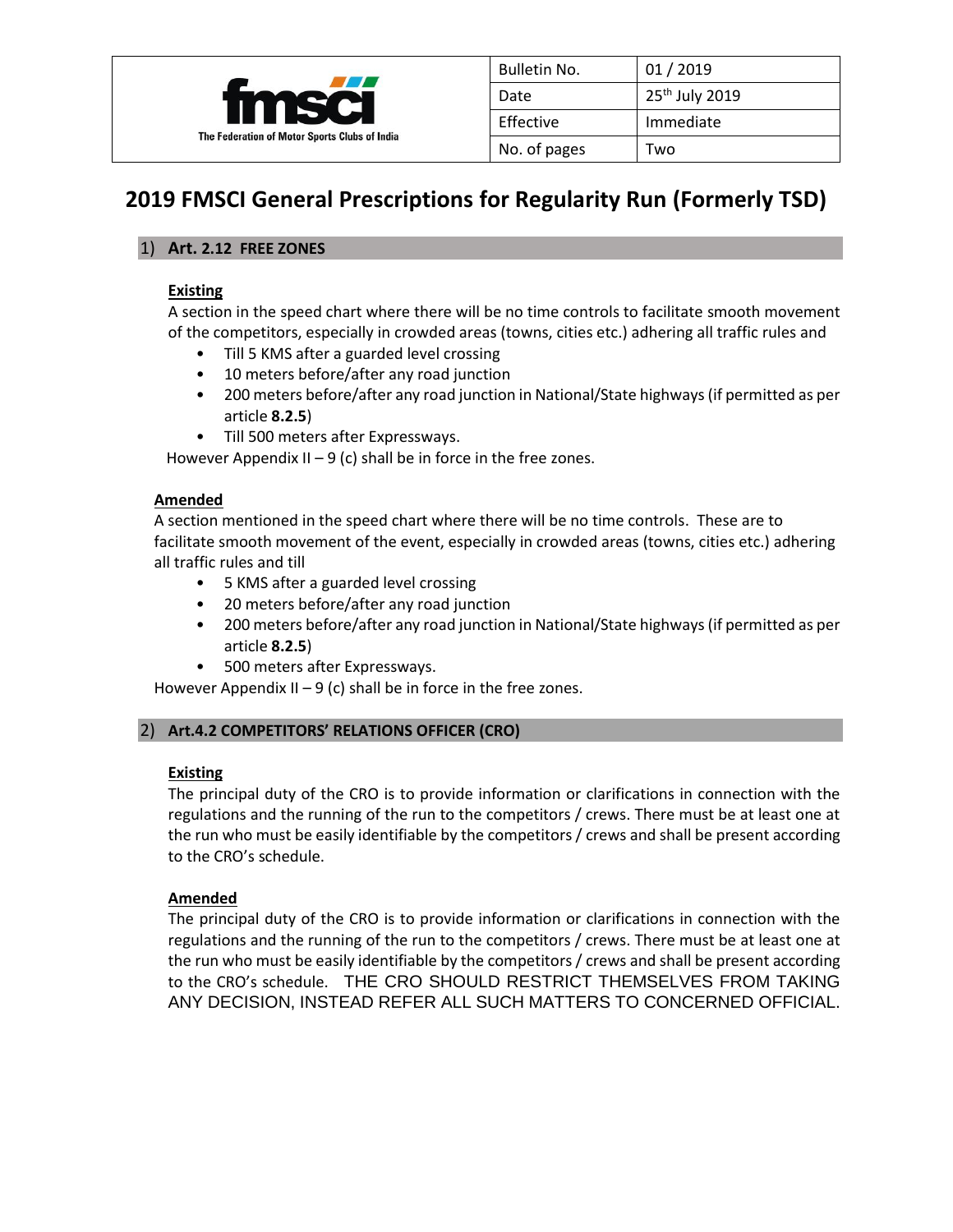| fmsci<br>The Federation of Motor Sports Clubs of India | Bulletin No. | 01 / 2019 |
|---|---|---|
| | Date | 25th July 2019 |
| | Effective | Immediate |
| | No. of pages | Two |

# 2019 FMSCI General Prescriptions for Regularity Run (Formerly TSD)

## 1) Art. 2.12 FREE ZONES

**Existing**

A section in the speed chart where there will be no time controls to facilitate smooth movement of the competitors, especially in crowded areas (towns, cities etc.) adhering all traffic rules and

- Till 5 KMS after a guarded level crossing
- 10 meters before/after any road junction
- 200 meters before/after any road junction in National/State highways (if permitted as per article **8.2.5**)
- Till 500 meters after Expressways.

However Appendix II – 9 (c) shall be in force in the free zones.

**Amended**

A section mentioned in the speed chart where there will be no time controls. These are to facilitate smooth movement of the event, especially in crowded areas (towns, cities etc.) adhering all traffic rules and till

- 5 KMS after a guarded level crossing
- 20 meters before/after any road junction
- 200 meters before/after any road junction in National/State highways (if permitted as per article **8.2.5**)
- 500 meters after Expressways.

However Appendix II – 9 (c) shall be in force in the free zones.

## 2) Art.4.2 COMPETITORS' RELATIONS OFFICER (CRO)

**Existing**

The principal duty of the CRO is to provide information or clarifications in connection with the regulations and the running of the run to the competitors / crews. There must be at least one at the run who must be easily identifiable by the competitors / crews and shall be present according to the CRO's schedule.

**Amended**

The principal duty of the CRO is to provide information or clarifications in connection with the regulations and the running of the run to the competitors / crews. There must be at least one at the run who must be easily identifiable by the competitors / crews and shall be present according to the CRO's schedule. THE CRO SHOULD RESTRICT THEMSELVES FROM TAKING ANY DECISION, INSTEAD REFER ALL SUCH MATTERS TO CONCERNED OFFICIAL.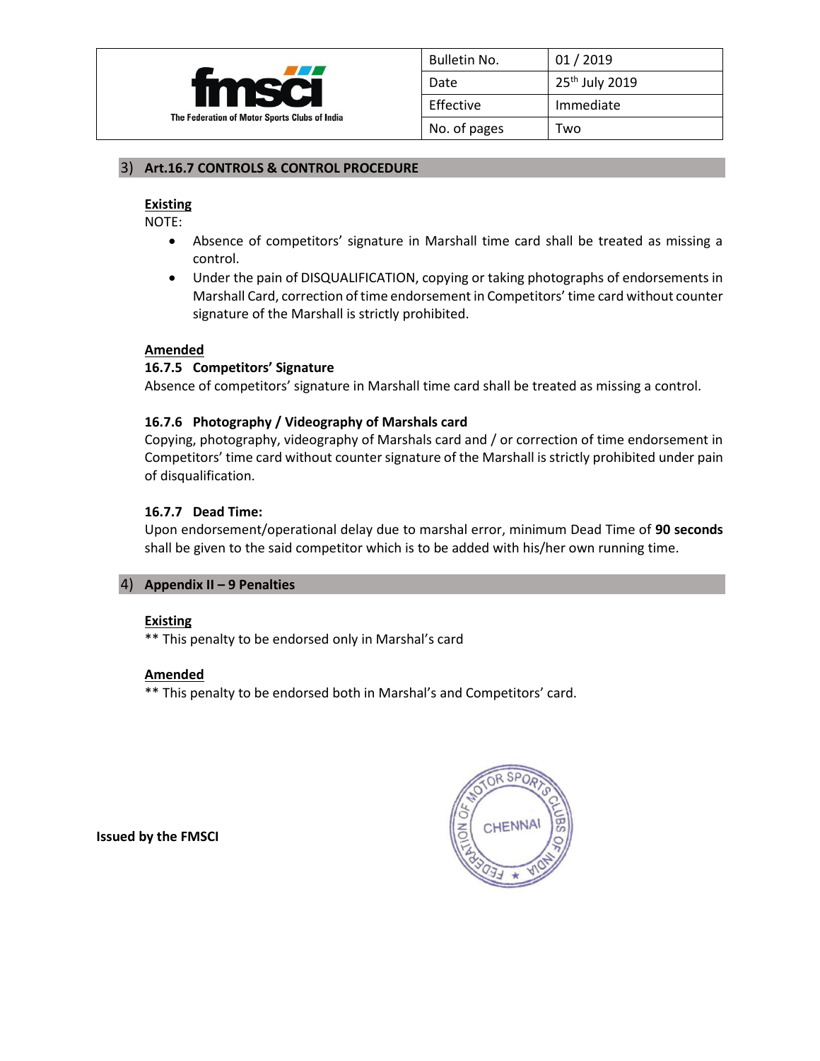| fmsci The Federation of Motor Sports Clubs of India | Bulletin No. | 01 / 2019 |
|---|---|---|
| | Date | 25th July 2019 |
| | Effective | Immediate |
| | No. of pages | Two |

## 3) Art.16.7 CONTROLS & CONTROL PROCEDURE

**Existing**

NOTE:

- Absence of competitors' signature in Marshall time card shall be treated as missing a control.
- Under the pain of DISQUALIFICATION, copying or taking photographs of endorsements in Marshall Card, correction of time endorsement in Competitors' time card without counter signature of the Marshall is strictly prohibited.

**Amended**

**16.7.5 Competitors' Signature**

Absence of competitors' signature in Marshall time card shall be treated as missing a control.

**16.7.6 Photography / Videography of Marshals card**

Copying, photography, videography of Marshals card and / or correction of time endorsement in Competitors' time card without counter signature of the Marshall is strictly prohibited under pain of disqualification.

**16.7.7 Dead Time:**

Upon endorsement/operational delay due to marshal error, minimum Dead Time of **90 seconds** shall be given to the said competitor which is to be added with his/her own running time.

## 4) Appendix II – 9 Penalties

**Existing**

** This penalty to be endorsed only in Marshal's card

**Amended**

** This penalty to be endorsed both in Marshal's and Competitors' card.

**Issued by the FMSCI**

FEDERATION OF MOTOR SPORTS CLUBS OF INDIA CHENNAI